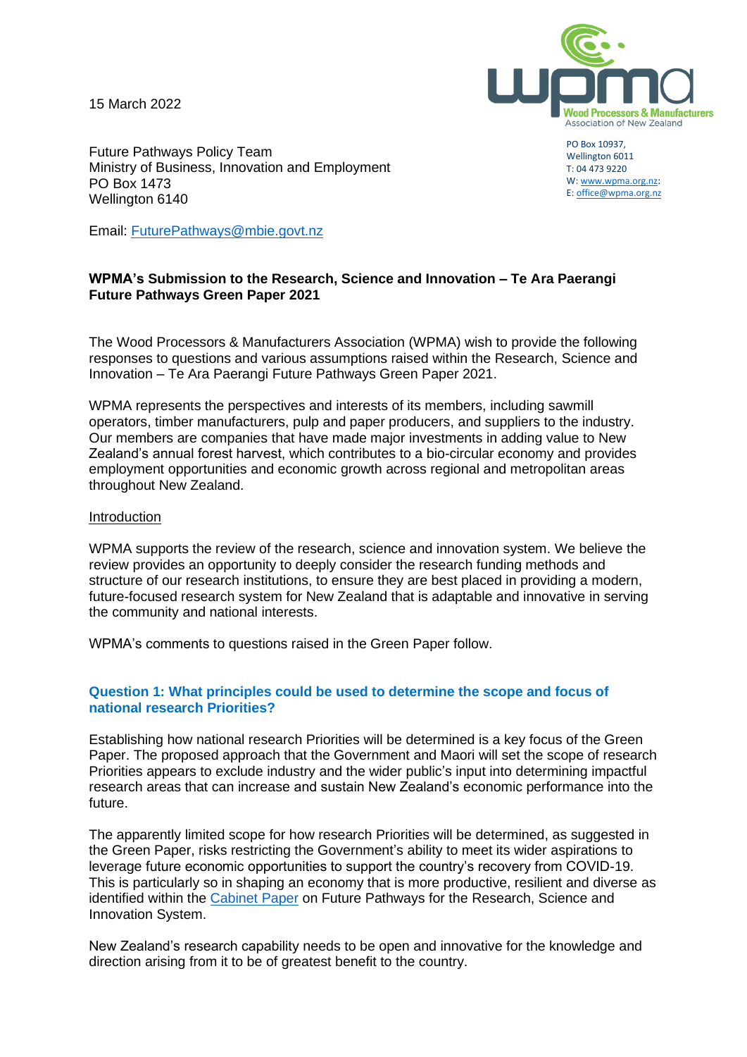15 March 2022

Wood Processors & Manufacturers Association of New Zealand

PO Box 10937,
Wellington 6011
T: 04 473 9220
W: www.wpma.org.nz:
E: office@wpma.org.nz

Future Pathways Policy Team
Ministry of Business, Innovation and Employment
PO Box 1473
Wellington 6140

Email: FuturePathways@mbie.govt.nz

**WPMA's Submission to the Research, Science and Innovation – Te Ara Paerangi Future Pathways Green Paper 2021**

The Wood Processors & Manufacturers Association (WPMA) wish to provide the following responses to questions and various assumptions raised within the Research, Science and Innovation – Te Ara Paerangi Future Pathways Green Paper 2021.

WPMA represents the perspectives and interests of its members, including sawmill operators, timber manufacturers, pulp and paper producers, and suppliers to the industry. Our members are companies that have made major investments in adding value to New Zealand's annual forest harvest, which contributes to a bio-circular economy and provides employment opportunities and economic growth across regional and metropolitan areas throughout New Zealand.

Introduction

WPMA supports the review of the research, science and innovation system. We believe the review provides an opportunity to deeply consider the research funding methods and structure of our research institutions, to ensure they are best placed in providing a modern, future-focused research system for New Zealand that is adaptable and innovative in serving the community and national interests.

WPMA's comments to questions raised in the Green Paper follow.

### Question 1: What principles could be used to determine the scope and focus of national research Priorities?

Establishing how national research Priorities will be determined is a key focus of the Green Paper. The proposed approach that the Government and Maori will set the scope of research Priorities appears to exclude industry and the wider public's input into determining impactful research areas that can increase and sustain New Zealand's economic performance into the future.

The apparently limited scope for how research Priorities will be determined, as suggested in the Green Paper, risks restricting the Government's ability to meet its wider aspirations to leverage future economic opportunities to support the country's recovery from COVID-19. This is particularly so in shaping an economy that is more productive, resilient and diverse as identified within the Cabinet Paper on Future Pathways for the Research, Science and Innovation System.

New Zealand's research capability needs to be open and innovative for the knowledge and direction arising from it to be of greatest benefit to the country.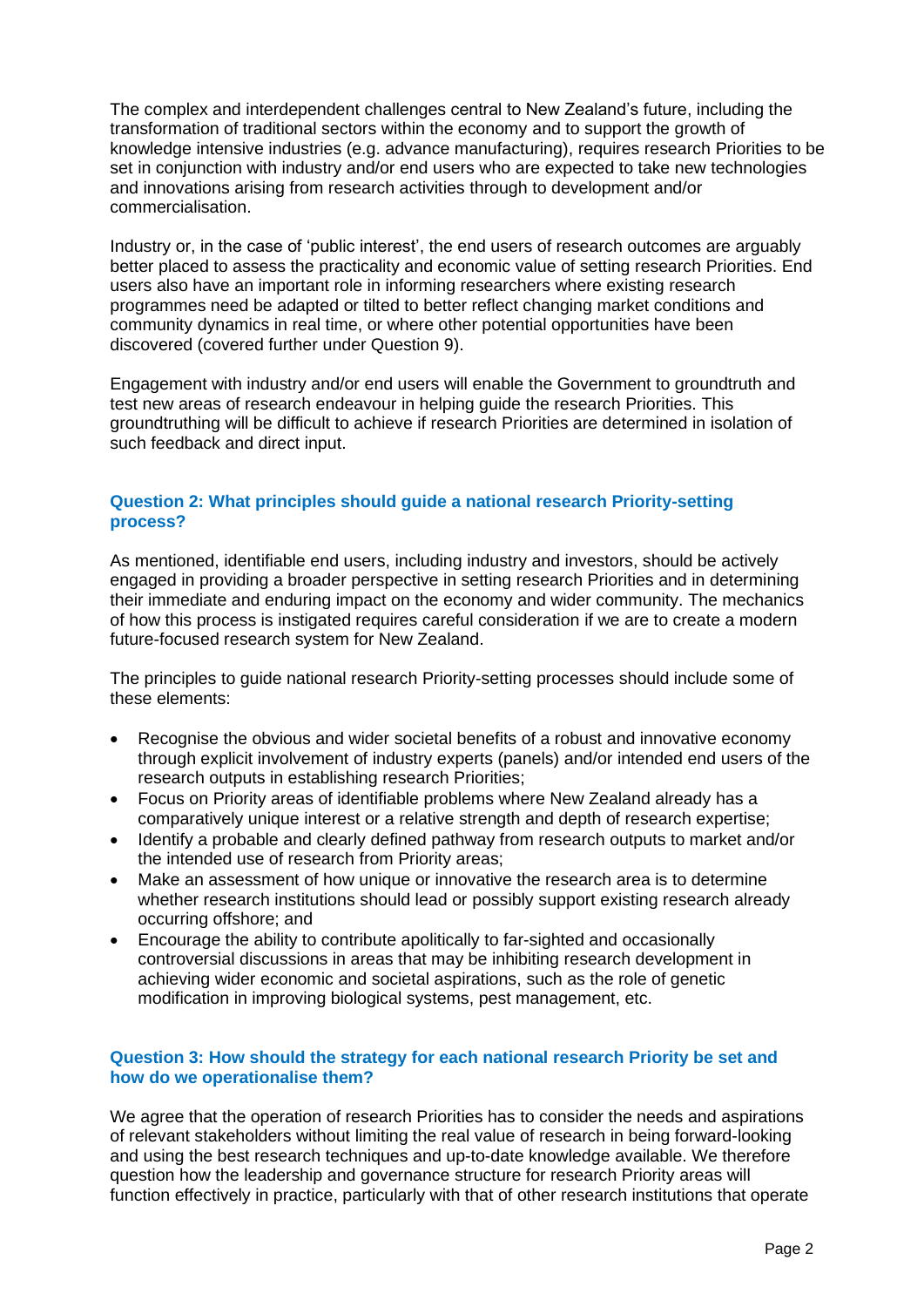The complex and interdependent challenges central to New Zealand's future, including the transformation of traditional sectors within the economy and to support the growth of knowledge intensive industries (e.g. advance manufacturing), requires research Priorities to be set in conjunction with industry and/or end users who are expected to take new technologies and innovations arising from research activities through to development and/or commercialisation.

Industry or, in the case of 'public interest', the end users of research outcomes are arguably better placed to assess the practicality and economic value of setting research Priorities. End users also have an important role in informing researchers where existing research programmes need be adapted or tilted to better reflect changing market conditions and community dynamics in real time, or where other potential opportunities have been discovered (covered further under Question 9).

Engagement with industry and/or end users will enable the Government to groundtruth and test new areas of research endeavour in helping guide the research Priorities. This groundtruthing will be difficult to achieve if research Priorities are determined in isolation of such feedback and direct input.

### Question 2: What principles should guide a national research Priority-setting process?

As mentioned, identifiable end users, including industry and investors, should be actively engaged in providing a broader perspective in setting research Priorities and in determining their immediate and enduring impact on the economy and wider community. The mechanics of how this process is instigated requires careful consideration if we are to create a modern future-focused research system for New Zealand.

The principles to guide national research Priority-setting processes should include some of these elements:

- Recognise the obvious and wider societal benefits of a robust and innovative economy through explicit involvement of industry experts (panels) and/or intended end users of the research outputs in establishing research Priorities;
- Focus on Priority areas of identifiable problems where New Zealand already has a comparatively unique interest or a relative strength and depth of research expertise;
- Identify a probable and clearly defined pathway from research outputs to market and/or the intended use of research from Priority areas;
- Make an assessment of how unique or innovative the research area is to determine whether research institutions should lead or possibly support existing research already occurring offshore; and
- Encourage the ability to contribute apolitically to far-sighted and occasionally controversial discussions in areas that may be inhibiting research development in achieving wider economic and societal aspirations, such as the role of genetic modification in improving biological systems, pest management, etc.

### Question 3: How should the strategy for each national research Priority be set and how do we operationalise them?

We agree that the operation of research Priorities has to consider the needs and aspirations of relevant stakeholders without limiting the real value of research in being forward-looking and using the best research techniques and up-to-date knowledge available. We therefore question how the leadership and governance structure for research Priority areas will function effectively in practice, particularly with that of other research institutions that operate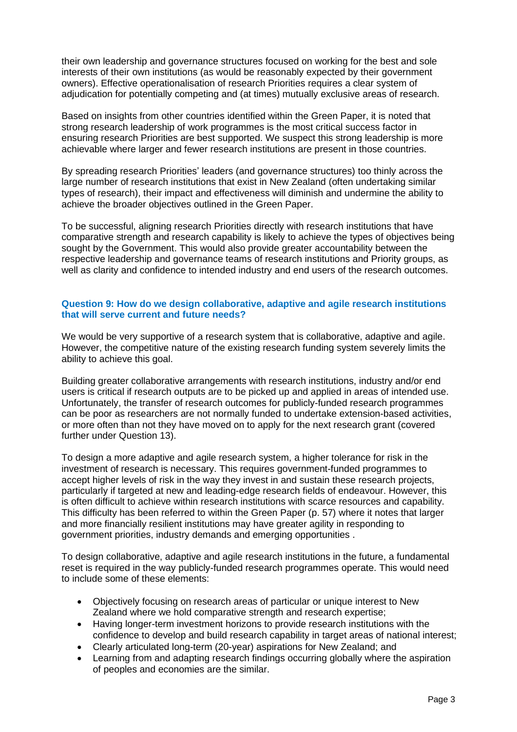their own leadership and governance structures focused on working for the best and sole interests of their own institutions (as would be reasonably expected by their government owners). Effective operationalisation of research Priorities requires a clear system of adjudication for potentially competing and (at times) mutually exclusive areas of research.

Based on insights from other countries identified within the Green Paper, it is noted that strong research leadership of work programmes is the most critical success factor in ensuring research Priorities are best supported. We suspect this strong leadership is more achievable where larger and fewer research institutions are present in those countries.

By spreading research Priorities' leaders (and governance structures) too thinly across the large number of research institutions that exist in New Zealand (often undertaking similar types of research), their impact and effectiveness will diminish and undermine the ability to achieve the broader objectives outlined in the Green Paper.

To be successful, aligning research Priorities directly with research institutions that have comparative strength and research capability is likely to achieve the types of objectives being sought by the Government. This would also provide greater accountability between the respective leadership and governance teams of research institutions and Priority groups, as well as clarity and confidence to intended industry and end users of the research outcomes.

### Question 9: How do we design collaborative, adaptive and agile research institutions that will serve current and future needs?

We would be very supportive of a research system that is collaborative, adaptive and agile. However, the competitive nature of the existing research funding system severely limits the ability to achieve this goal.

Building greater collaborative arrangements with research institutions, industry and/or end users is critical if research outputs are to be picked up and applied in areas of intended use. Unfortunately, the transfer of research outcomes for publicly-funded research programmes can be poor as researchers are not normally funded to undertake extension-based activities, or more often than not they have moved on to apply for the next research grant (covered further under Question 13).

To design a more adaptive and agile research system, a higher tolerance for risk in the investment of research is necessary. This requires government-funded programmes to accept higher levels of risk in the way they invest in and sustain these research projects, particularly if targeted at new and leading-edge research fields of endeavour. However, this is often difficult to achieve within research institutions with scarce resources and capability. This difficulty has been referred to within the Green Paper (p. 57) where it notes that larger and more financially resilient institutions may have greater agility in responding to government priorities, industry demands and emerging opportunities .

To design collaborative, adaptive and agile research institutions in the future, a fundamental reset is required in the way publicly-funded research programmes operate. This would need to include some of these elements:

- Objectively focusing on research areas of particular or unique interest to New Zealand where we hold comparative strength and research expertise;
- Having longer-term investment horizons to provide research institutions with the confidence to develop and build research capability in target areas of national interest;
- Clearly articulated long-term (20-year) aspirations for New Zealand; and
- Learning from and adapting research findings occurring globally where the aspiration of peoples and economies are the similar.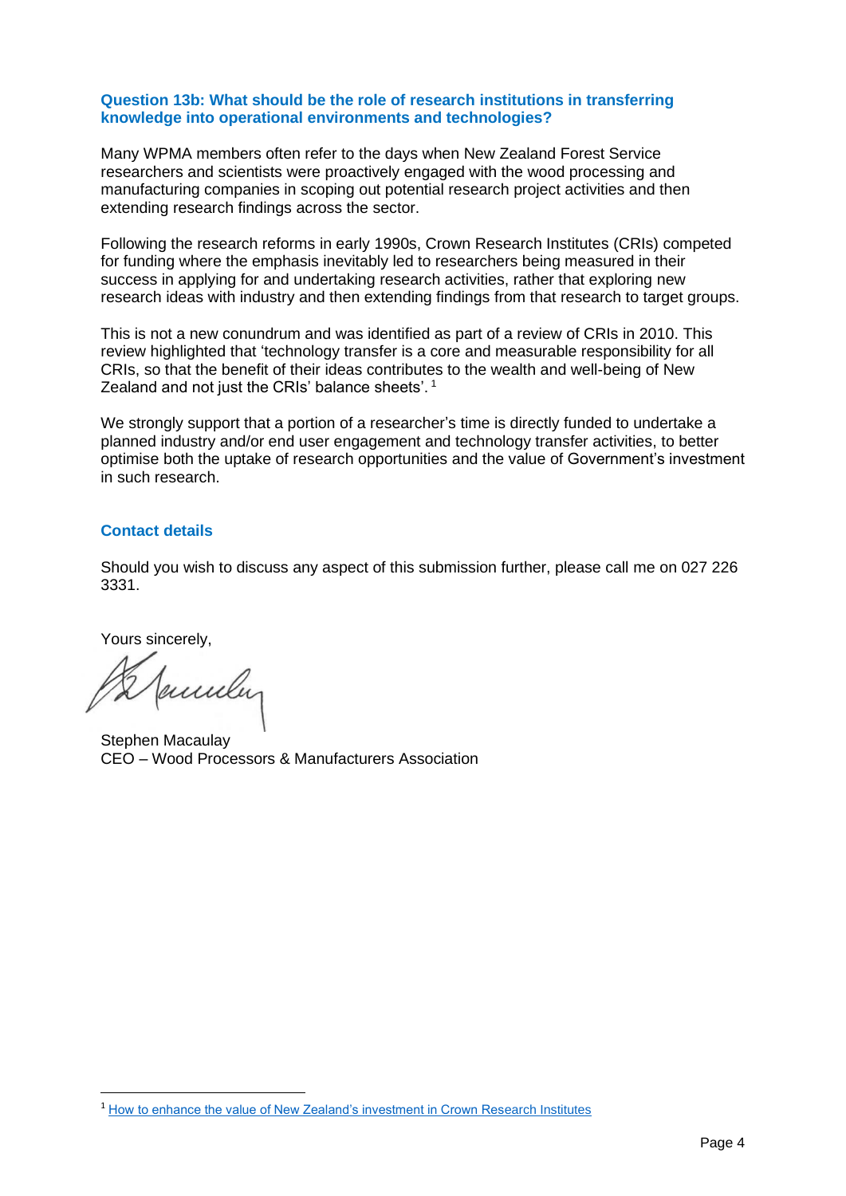### Question 13b: What should be the role of research institutions in transferring knowledge into operational environments and technologies?

Many WPMA members often refer to the days when New Zealand Forest Service researchers and scientists were proactively engaged with the wood processing and manufacturing companies in scoping out potential research project activities and then extending research findings across the sector.

Following the research reforms in early 1990s, Crown Research Institutes (CRIs) competed for funding where the emphasis inevitably led to researchers being measured in their success in applying for and undertaking research activities, rather that exploring new research ideas with industry and then extending findings from that research to target groups.

This is not a new conundrum and was identified as part of a review of CRIs in 2010. This review highlighted that 'technology transfer is a core and measurable responsibility for all CRIs, so that the benefit of their ideas contributes to the wealth and well-being of New Zealand and not just the CRIs' balance sheets'.[1]

We strongly support that a portion of a researcher's time is directly funded to undertake a planned industry and/or end user engagement and technology transfer activities, to better optimise both the uptake of research opportunities and the value of Government's investment in such research.

### Contact details

Should you wish to discuss any aspect of this submission further, please call me on 027 226 3331.

Yours sincerely,

Stephen Macaulay
CEO – Wood Processors & Manufacturers Association

---

[1] How to enhance the value of New Zealand's investment in Crown Research Institutes